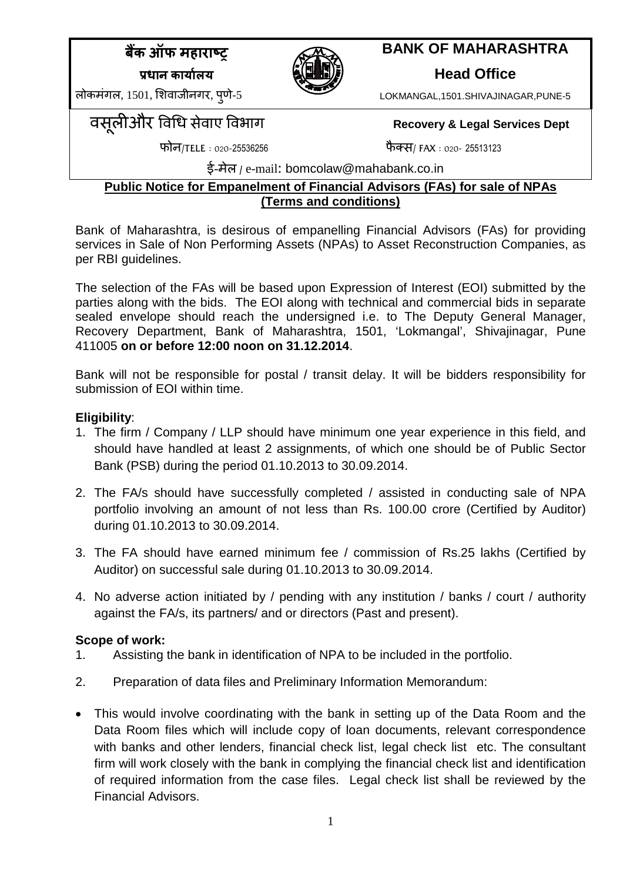**बैंक ऑफ महाराष्ट्र**

**प्रधान कार्यालय**

लोकमंगल, 1501, शिवाजीनगर, पुणे-5

**BANK OF MAHARASHTRA**

**Head Office**

LOKMANGAL,1501.SHIVAJINAGAR,PUNE-5

वसूलीऔर विधि सेवाए विभाग **Recovery & Legal Services Dept**

फोन/TELE : 020-25536256 फैक्स/ FAX : 020- 25513123

ई-मेल / e-mail: bomcolaw@mahabank.co.in

**Public Notice for Empanelment of Financial Advisors (FAs) for sale of NPAs (Terms and conditions)**

Bank of Maharashtra, is desirous of empanelling Financial Advisors (FAs) for providing services in Sale of Non Performing Assets (NPAs) to Asset Reconstruction Companies, as per RBI guidelines.

The selection of the FAs will be based upon Expression of Interest (EOI) submitted by the parties along with the bids. The EOI along with technical and commercial bids in separate sealed envelope should reach the undersigned i.e. to The Deputy General Manager, Recovery Department, Bank of Maharashtra, 1501, 'Lokmangal', Shivajinagar, Pune 411005 **on or before 12:00 noon on 31.12.2014**.

Bank will not be responsible for postal / transit delay. It will be bidders responsibility for submission of EOI within time.

**Eligibility**:

1. The firm / Company / LLP should have minimum one year experience in this field, and should have handled at least 2 assignments, of which one should be of Public Sector Bank (PSB) during the period 01.10.2013 to 30.09.2014.
2. The FA/s should have successfully completed / assisted in conducting sale of NPA portfolio involving an amount of not less than Rs. 100.00 crore (Certified by Auditor) during 01.10.2013 to 30.09.2014.
3. The FA should have earned minimum fee / commission of Rs.25 lakhs (Certified by Auditor) on successful sale during 01.10.2013 to 30.09.2014.
4. No adverse action initiated by / pending with any institution / banks / court / authority against the FA/s, its partners/ and or directors (Past and present).

**Scope of work:**

1. Assisting the bank in identification of NPA to be included in the portfolio.
2. Preparation of data files and Preliminary Information Memorandum:

- This would involve coordinating with the bank in setting up of the Data Room and the Data Room files which will include copy of loan documents, relevant correspondence with banks and other lenders, financial check list, legal check list etc. The consultant firm will work closely with the bank in complying the financial check list and identification of required information from the case files. Legal check list shall be reviewed by the Financial Advisors.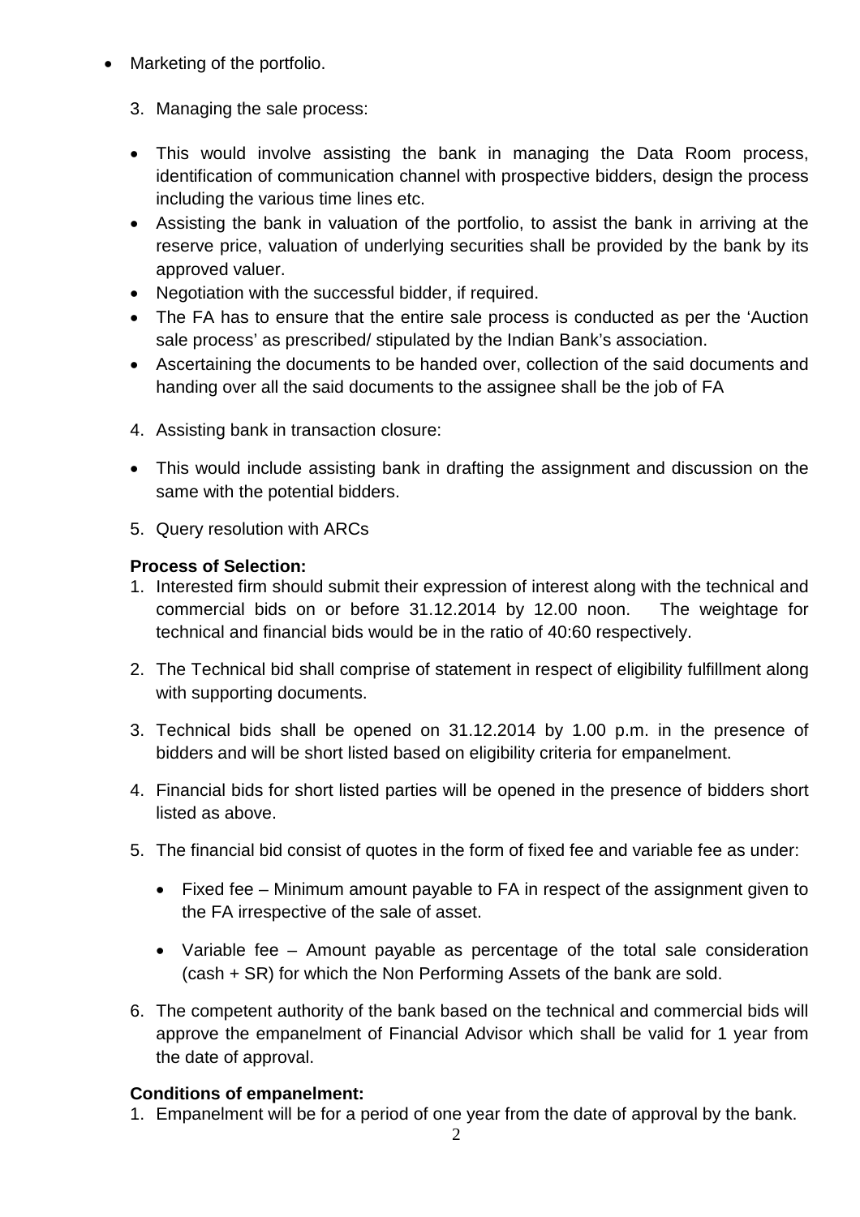- Marketing of the portfolio.

3. Managing the sale process:

- This would involve assisting the bank in managing the Data Room process, identification of communication channel with prospective bidders, design the process including the various time lines etc.
- Assisting the bank in valuation of the portfolio, to assist the bank in arriving at the reserve price, valuation of underlying securities shall be provided by the bank by its approved valuer.
- Negotiation with the successful bidder, if required.
- The FA has to ensure that the entire sale process is conducted as per the 'Auction sale process' as prescribed/ stipulated by the Indian Bank's association.
- Ascertaining the documents to be handed over, collection of the said documents and handing over all the said documents to the assignee shall be the job of FA

4. Assisting bank in transaction closure:

- This would include assisting bank in drafting the assignment and discussion on the same with the potential bidders.

5. Query resolution with ARCs

**Process of Selection:**

1. Interested firm should submit their expression of interest along with the technical and commercial bids on or before 31.12.2014 by 12.00 noon. The weightage for technical and financial bids would be in the ratio of 40:60 respectively.

2. The Technical bid shall comprise of statement in respect of eligibility fulfillment along with supporting documents.

3. Technical bids shall be opened on 31.12.2014 by 1.00 p.m. in the presence of bidders and will be short listed based on eligibility criteria for empanelment.

4. Financial bids for short listed parties will be opened in the presence of bidders short listed as above.

5. The financial bid consist of quotes in the form of fixed fee and variable fee as under:

   - Fixed fee – Minimum amount payable to FA in respect of the assignment given to the FA irrespective of the sale of asset.

   - Variable fee – Amount payable as percentage of the total sale consideration (cash + SR) for which the Non Performing Assets of the bank are sold.

6. The competent authority of the bank based on the technical and commercial bids will approve the empanelment of Financial Advisor which shall be valid for 1 year from the date of approval.

**Conditions of empanelment:**

1. Empanelment will be for a period of one year from the date of approval by the bank.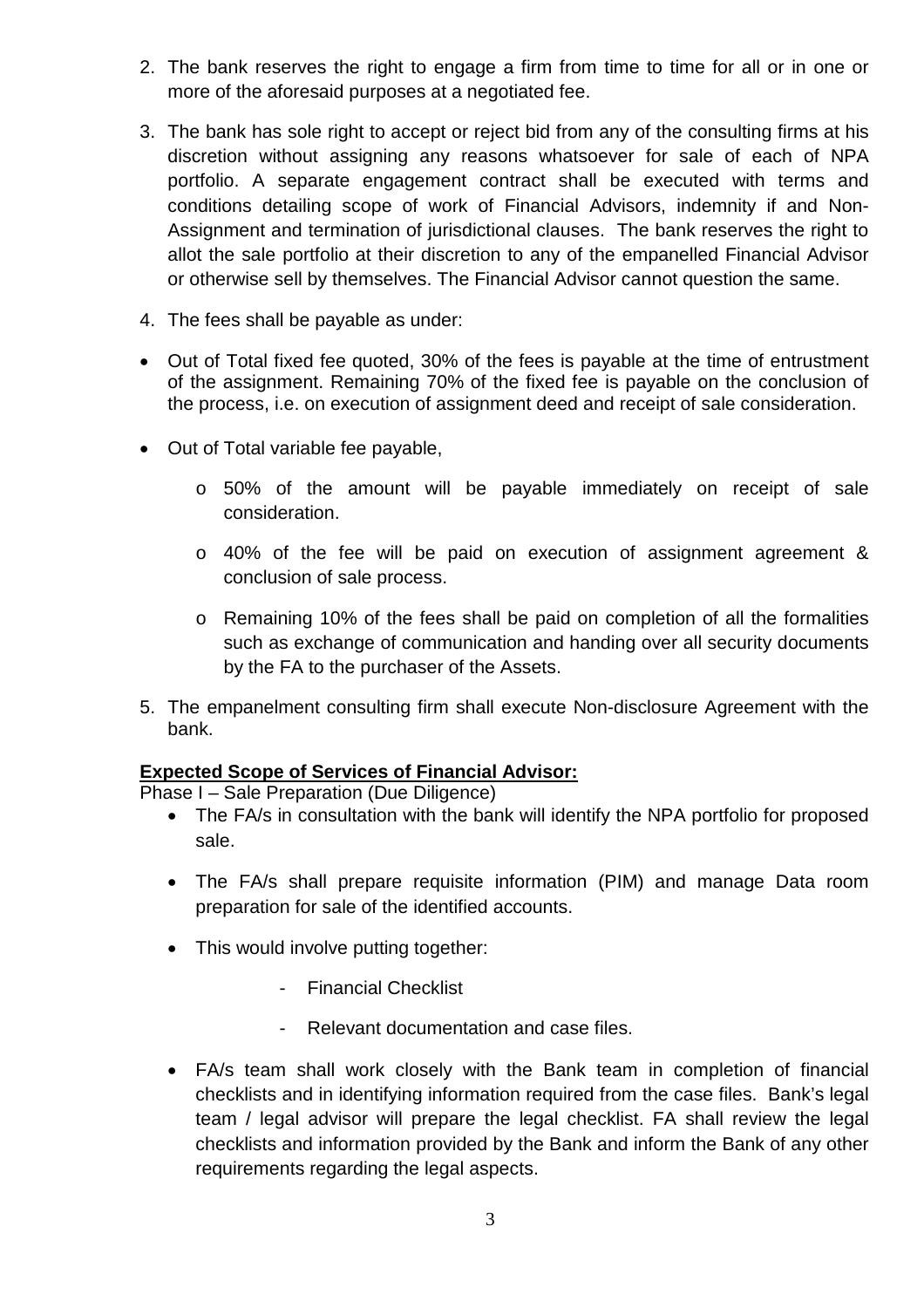2. The bank reserves the right to engage a firm from time to time for all or in one or more of the aforesaid purposes at a negotiated fee.

3. The bank has sole right to accept or reject bid from any of the consulting firms at his discretion without assigning any reasons whatsoever for sale of each of NPA portfolio. A separate engagement contract shall be executed with terms and conditions detailing scope of work of Financial Advisors, indemnity if and Non-Assignment and termination of jurisdictional clauses. The bank reserves the right to allot the sale portfolio at their discretion to any of the empanelled Financial Advisor or otherwise sell by themselves. The Financial Advisor cannot question the same.

4. The fees shall be payable as under:

- Out of Total fixed fee quoted, 30% of the fees is payable at the time of entrustment of the assignment. Remaining 70% of the fixed fee is payable on the conclusion of the process, i.e. on execution of assignment deed and receipt of sale consideration.

- Out of Total variable fee payable,
    - 50% of the amount will be payable immediately on receipt of sale consideration.
    - 40% of the fee will be paid on execution of assignment agreement & conclusion of sale process.
    - Remaining 10% of the fees shall be paid on completion of all the formalities such as exchange of communication and handing over all security documents by the FA to the purchaser of the Assets.

5. The empanelment consulting firm shall execute Non-disclosure Agreement with the bank.

**Expected Scope of Services of Financial Advisor:**

Phase I – Sale Preparation (Due Diligence)

- The FA/s in consultation with the bank will identify the NPA portfolio for proposed sale.
- The FA/s shall prepare requisite information (PIM) and manage Data room preparation for sale of the identified accounts.
- This would involve putting together:
    - Financial Checklist
    - Relevant documentation and case files.
- FA/s team shall work closely with the Bank team in completion of financial checklists and in identifying information required from the case files. Bank's legal team / legal advisor will prepare the legal checklist. FA shall review the legal checklists and information provided by the Bank and inform the Bank of any other requirements regarding the legal aspects.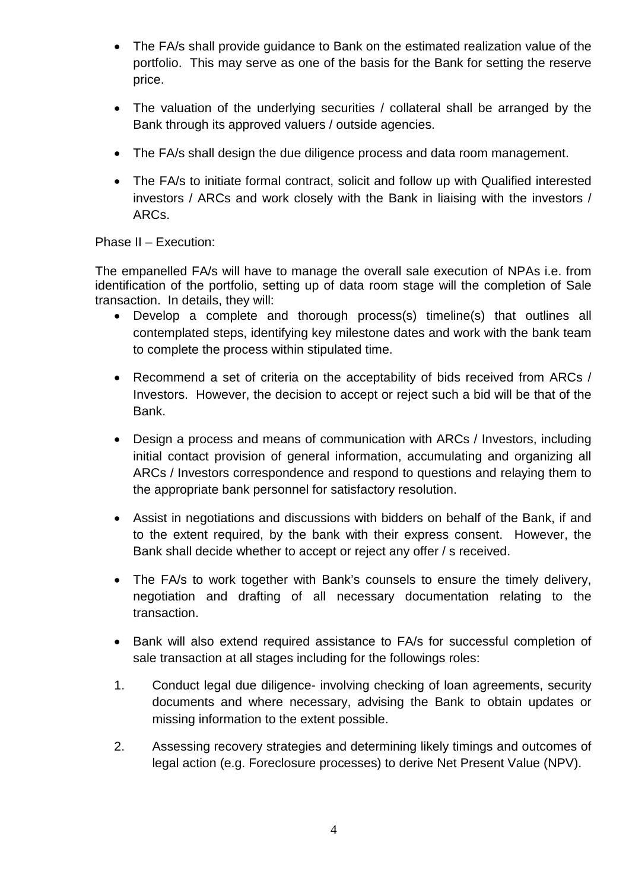- The FA/s shall provide guidance to Bank on the estimated realization value of the portfolio. This may serve as one of the basis for the Bank for setting the reserve price.

- The valuation of the underlying securities / collateral shall be arranged by the Bank through its approved valuers / outside agencies.

- The FA/s shall design the due diligence process and data room management.

- The FA/s to initiate formal contract, solicit and follow up with Qualified interested investors / ARCs and work closely with the Bank in liaising with the investors / ARCs.

Phase II – Execution:

The empanelled FA/s will have to manage the overall sale execution of NPAs i.e. from identification of the portfolio, setting up of data room stage will the completion of Sale transaction. In details, they will:

- Develop a complete and thorough process(s) timeline(s) that outlines all contemplated steps, identifying key milestone dates and work with the bank team to complete the process within stipulated time.

- Recommend a set of criteria on the acceptability of bids received from ARCs / Investors. However, the decision to accept or reject such a bid will be that of the Bank.

- Design a process and means of communication with ARCs / Investors, including initial contact provision of general information, accumulating and organizing all ARCs / Investors correspondence and respond to questions and relaying them to the appropriate bank personnel for satisfactory resolution.

- Assist in negotiations and discussions with bidders on behalf of the Bank, if and to the extent required, by the bank with their express consent. However, the Bank shall decide whether to accept or reject any offer / s received.

- The FA/s to work together with Bank's counsels to ensure the timely delivery, negotiation and drafting of all necessary documentation relating to the transaction.

- Bank will also extend required assistance to FA/s for successful completion of sale transaction at all stages including for the followings roles:

1. Conduct legal due diligence- involving checking of loan agreements, security documents and where necessary, advising the Bank to obtain updates or missing information to the extent possible.

2. Assessing recovery strategies and determining likely timings and outcomes of legal action (e.g. Foreclosure processes) to derive Net Present Value (NPV).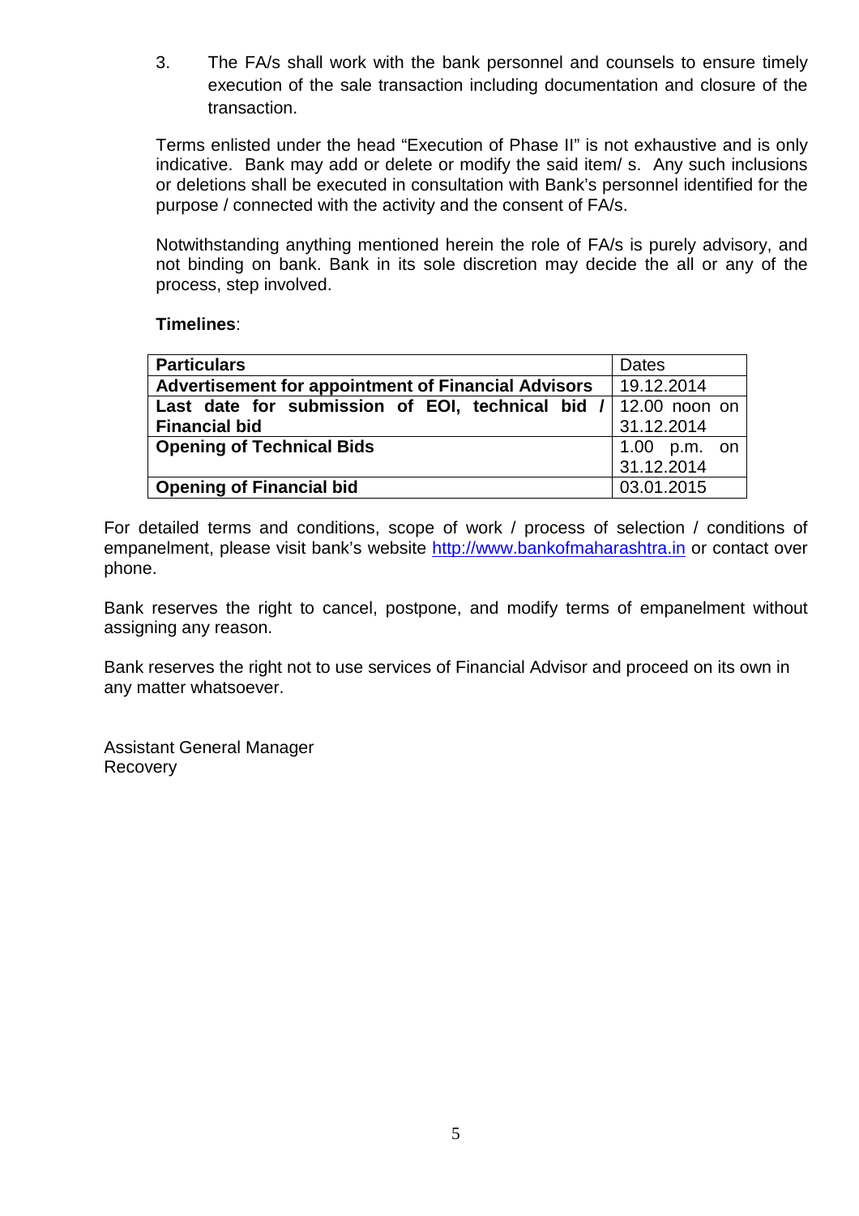3. The FA/s shall work with the bank personnel and counsels to ensure timely execution of the sale transaction including documentation and closure of the transaction.

Terms enlisted under the head "Execution of Phase II" is not exhaustive and is only indicative. Bank may add or delete or modify the said item/ s. Any such inclusions or deletions shall be executed in consultation with Bank's personnel identified for the purpose / connected with the activity and the consent of FA/s.

Notwithstanding anything mentioned herein the role of FA/s is purely advisory, and not binding on bank. Bank in its sole discretion may decide the all or any of the process, step involved.

**Timelines**:

| **Particulars** | Dates |
|---|---|
| **Advertisement for appointment of Financial Advisors** | 19.12.2014 |
| **Last date for submission of EOI, technical bid / Financial bid** | 12.00 noon on 31.12.2014 |
| **Opening of Technical Bids** | 1.00 p.m. on 31.12.2014 |
| **Opening of Financial bid** | 03.01.2015 |

For detailed terms and conditions, scope of work / process of selection / conditions of empanelment, please visit bank's website http://www.bankofmaharashtra.in or contact over phone.

Bank reserves the right to cancel, postpone, and modify terms of empanelment without assigning any reason.

Bank reserves the right not to use services of Financial Advisor and proceed on its own in any matter whatsoever.

Assistant General Manager
Recovery